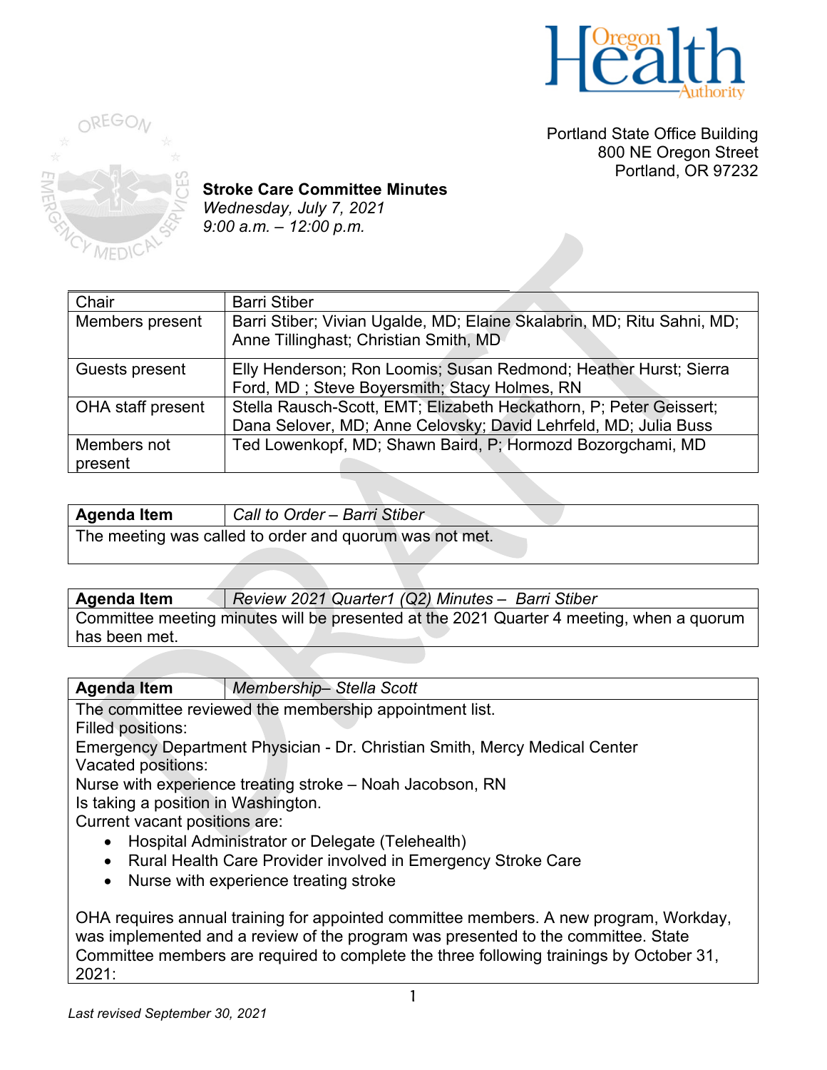Portland State Office Building
800 NE Oregon Street
Portland, OR 97232

**Stroke Care Committee Minutes**
*Wednesday, July 7, 2021*
*9:00 a.m. – 12:00 p.m.*

| Chair | Barri Stiber |
|---|---|
| Members present | Barri Stiber; Vivian Ugalde, MD; Elaine Skalabrin, MD; Ritu Sahni, MD; Anne Tillinghast; Christian Smith, MD |
| Guests present | Elly Henderson; Ron Loomis; Susan Redmond; Heather Hurst; Sierra Ford, MD ; Steve Boyersmith; Stacy Holmes, RN |
| OHA staff present | Stella Rausch-Scott, EMT; Elizabeth Heckathorn, P; Peter Geissert; Dana Selover, MD; Anne Celovsky; David Lehrfeld, MD; Julia Buss |
| Members not present | Ted Lowenkopf, MD; Shawn Baird, P; Hormozd Bozorgchami, MD |

| **Agenda Item** | *Call to Order – Barri Stiber* |
|---|---|
| The meeting was called to order and quorum was not met. | |

| **Agenda Item** | *Review 2021 Quarter1 (Q2) Minutes – Barri Stiber* |
|---|---|
| Committee meeting minutes will be presented at the 2021 Quarter 4 meeting, when a quorum has been met. | |

| **Agenda Item** | *Membership– Stella Scott* |
|---|---|

The committee reviewed the membership appointment list.
Filled positions:
Emergency Department Physician - Dr. Christian Smith, Mercy Medical Center
Vacated positions:
Nurse with experience treating stroke – Noah Jacobson, RN
Is taking a position in Washington.
Current vacant positions are:

- Hospital Administrator or Delegate (Telehealth)
- Rural Health Care Provider involved in Emergency Stroke Care
- Nurse with experience treating stroke

OHA requires annual training for appointed committee members. A new program, Workday, was implemented and a review of the program was presented to the committee. State Committee members are required to complete the three following trainings by October 31, 2021: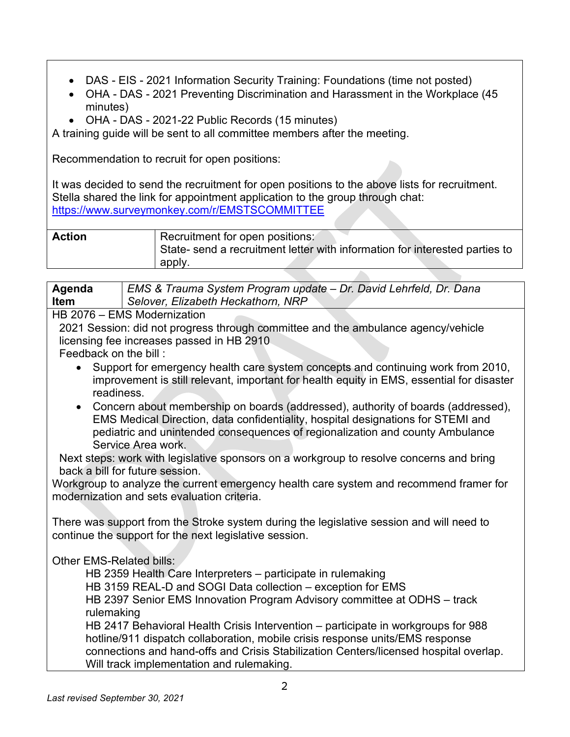- DAS - EIS - 2021 Information Security Training: Foundations (time not posted)
- OHA - DAS - 2021 Preventing Discrimination and Harassment in the Workplace (45 minutes)
- OHA - DAS - 2021-22 Public Records (15 minutes)

A training guide will be sent to all committee members after the meeting.

Recommendation to recruit for open positions:

It was decided to send the recruitment for open positions to the above lists for recruitment. Stella shared the link for appointment application to the group through chat: https://www.surveymonkey.com/r/EMSTSCOMMITTEE

| **Action** | Recruitment for open positions:<br>State- send a recruitment letter with information for interested parties to apply. |
|---|---|

| **Agenda Item** | *EMS & Trauma System Program update – Dr. David Lehrfeld, Dr. Dana Selover, Elizabeth Heckathorn, NRP* |
|---|---|

HB 2076 – EMS Modernization

2021 Session: did not progress through committee and the ambulance agency/vehicle licensing fee increases passed in HB 2910

Feedback on the bill :

- Support for emergency health care system concepts and continuing work from 2010, improvement is still relevant, important for health equity in EMS, essential for disaster readiness.
- Concern about membership on boards (addressed), authority of boards (addressed), EMS Medical Direction, data confidentiality, hospital designations for STEMI and pediatric and unintended consequences of regionalization and county Ambulance Service Area work.

Next steps: work with legislative sponsors on a workgroup to resolve concerns and bring back a bill for future session.

Workgroup to analyze the current emergency health care system and recommend framer for modernization and sets evaluation criteria.

There was support from the Stroke system during the legislative session and will need to continue the support for the next legislative session.

Other EMS-Related bills:

HB 2359 Health Care Interpreters – participate in rulemaking
HB 3159 REAL-D and SOGI Data collection – exception for EMS
HB 2397 Senior EMS Innovation Program Advisory committee at ODHS – track rulemaking
HB 2417 Behavioral Health Crisis Intervention – participate in workgroups for 988 hotline/911 dispatch collaboration, mobile crisis response units/EMS response connections and hand-offs and Crisis Stabilization Centers/licensed hospital overlap. Will track implementation and rulemaking.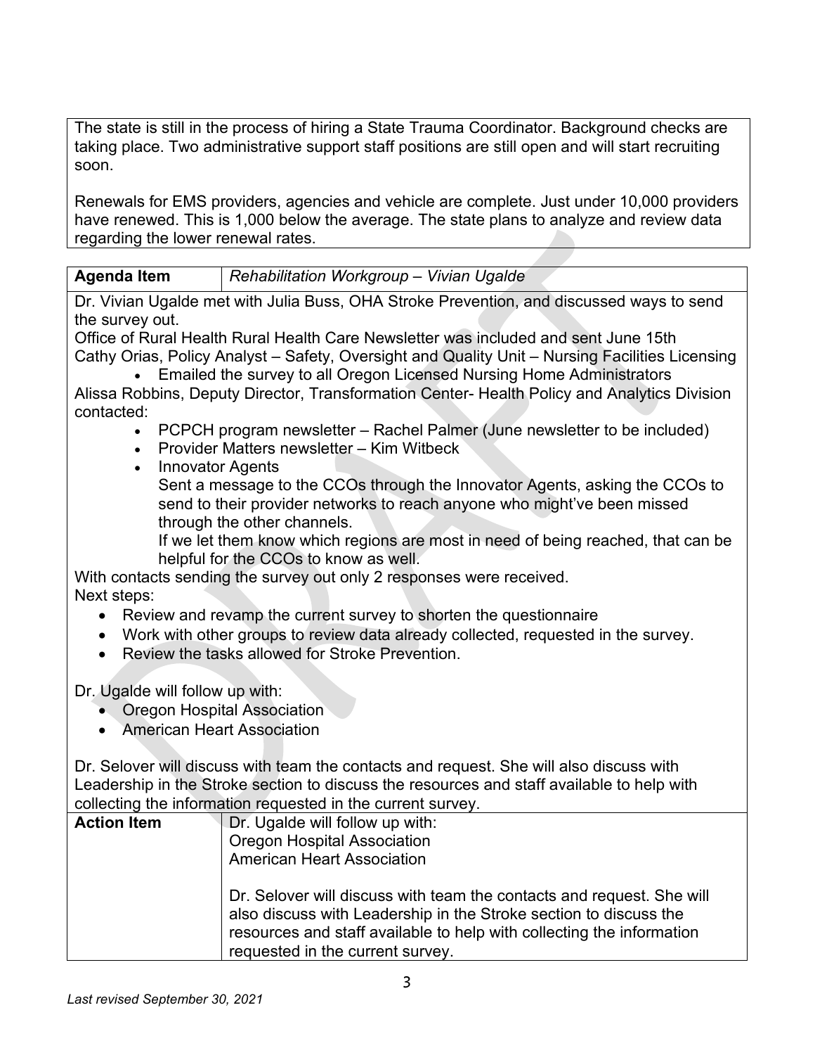The state is still in the process of hiring a State Trauma Coordinator. Background checks are taking place. Two administrative support staff positions are still open and will start recruiting soon.

Renewals for EMS providers, agencies and vehicle are complete. Just under 10,000 providers have renewed. This is 1,000 below the average. The state plans to analyze and review data regarding the lower renewal rates.

| **Agenda Item** | *Rehabilitation Workgroup – Vivian Ugalde* |
|---|---|

Dr. Vivian Ugalde met with Julia Buss, OHA Stroke Prevention, and discussed ways to send the survey out.
Office of Rural Health Rural Health Care Newsletter was included and sent June 15th
Cathy Orias, Policy Analyst – Safety, Oversight and Quality Unit – Nursing Facilities Licensing

- Emailed the survey to all Oregon Licensed Nursing Home Administrators

Alissa Robbins, Deputy Director, Transformation Center- Health Policy and Analytics Division contacted:

- PCPCH program newsletter – Rachel Palmer (June newsletter to be included)
- Provider Matters newsletter – Kim Witbeck
- Innovator Agents
  Sent a message to the CCOs through the Innovator Agents, asking the CCOs to send to their provider networks to reach anyone who might've been missed through the other channels.
  If we let them know which regions are most in need of being reached, that can be helpful for the CCOs to know as well.

With contacts sending the survey out only 2 responses were received.
Next steps:

- Review and revamp the current survey to shorten the questionnaire
- Work with other groups to review data already collected, requested in the survey.
- Review the tasks allowed for Stroke Prevention.

Dr. Ugalde will follow up with:

- Oregon Hospital Association
- American Heart Association

Dr. Selover will discuss with team the contacts and request. She will also discuss with Leadership in the Stroke section to discuss the resources and staff available to help with collecting the information requested in the current survey.

| **Action Item** | Dr. Ugalde will follow up with:<br>Oregon Hospital Association<br>American Heart Association<br><br>Dr. Selover will discuss with team the contacts and request. She will also discuss with Leadership in the Stroke section to discuss the resources and staff available to help with collecting the information requested in the current survey. |
|---|---|

*Last revised September 30, 2021*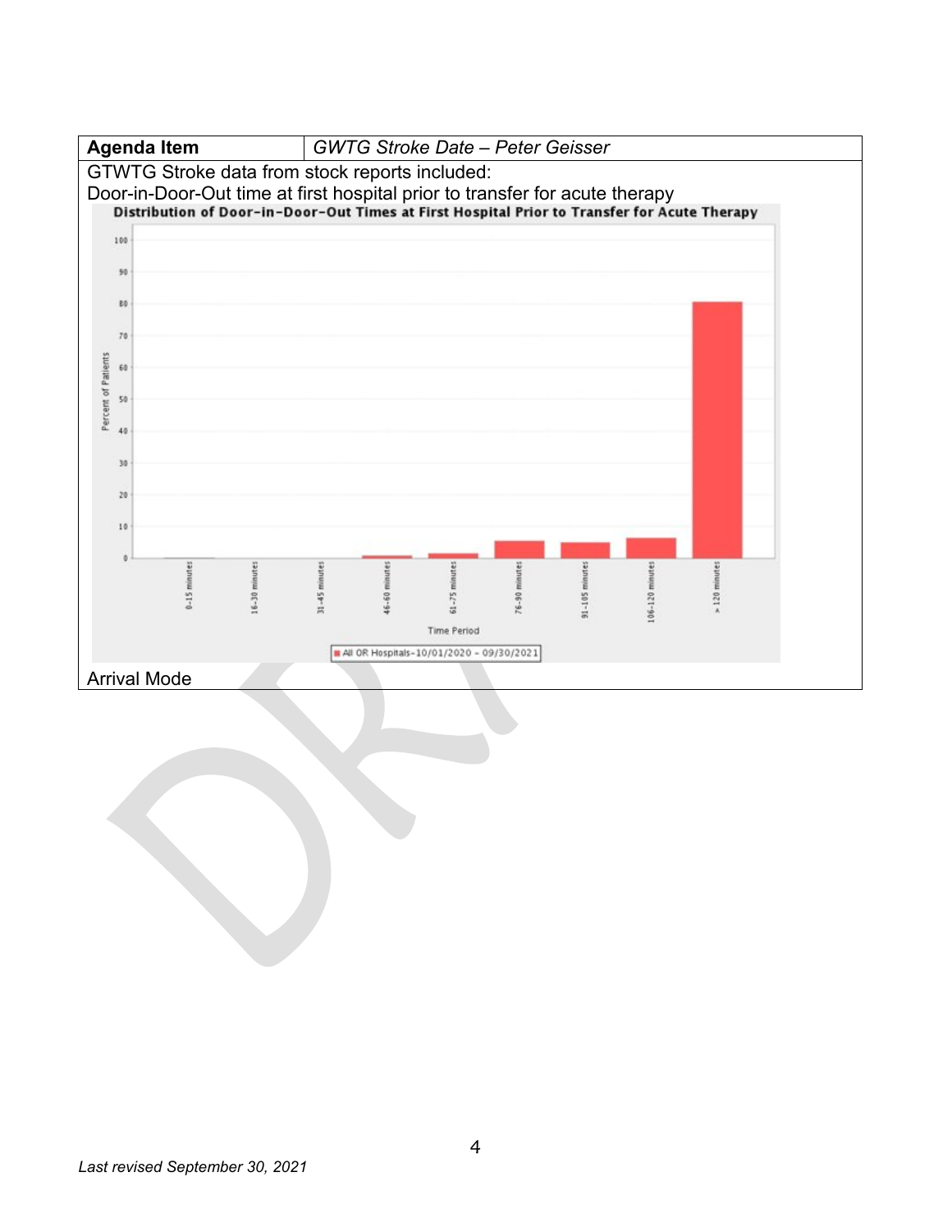| Agenda Item | GWTG Stroke Date – Peter Geisser |
|---|---|

GTWTG Stroke data from stock reports included:

Door-in-Door-Out time at first hospital prior to transfer for acute therapy

**Distribution of Door-in-Door-Out Times at First Hospital Prior to Transfer for Acute Therapy**

Arrival Mode

*Last revised September 30, 2021*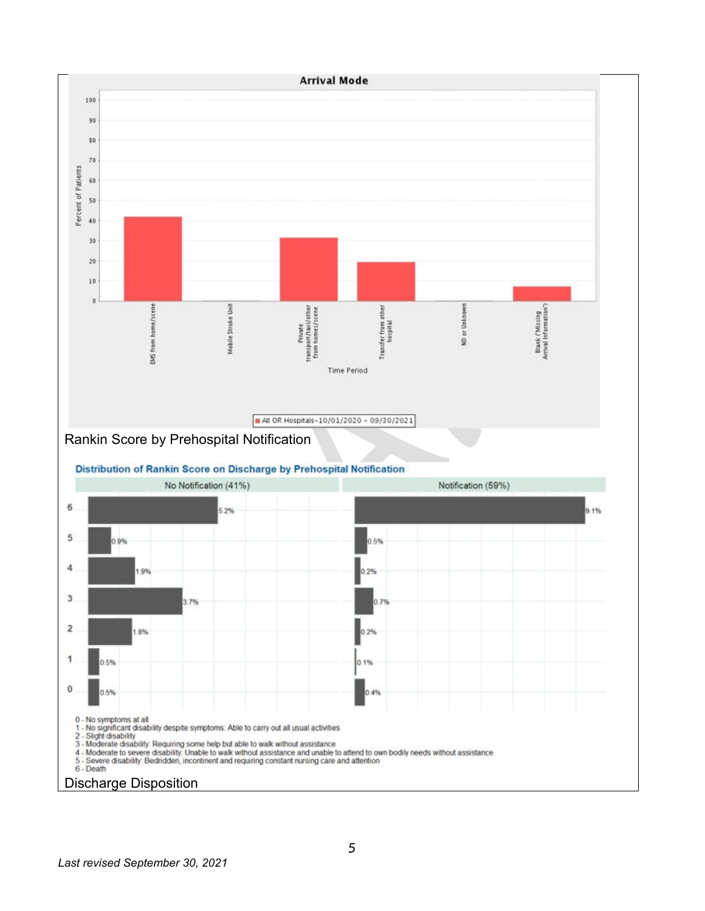**Arrival Mode**

| Arrival Mode | Percent of Patients |
| --- | --- |
| EMS from home/scene | ~42 |
| Mobile Stroke Unit | ~0 |
| Private transport/taxi/other from homes/scene | ~31 |
| Transfer from other hospital | ~19 |
| ND or Unknown | ~0 |
| Blank ("Missing Arrival Information") | ~7 |

Time Period

All OR Hospitals–10/01/2020 – 09/30/2021

## Rankin Score by Prehospital Notification

**Distribution of Rankin Score on Discharge by Prehospital Notification**

| Rankin Score | No Notification (41%) | Notification (59%) |
| --- | --- | --- |
| 6 | 5.2% | 9.1% |
| 5 | 0.9% | 0.5% |
| 4 | 1.9% | 0.2% |
| 3 | 3.7% | 0.7% |
| 2 | 1.8% | 0.2% |
| 1 | 0.5% | 0.1% |
| 0 | 0.5% | 0.4% |

0 - No symptoms at all
1 - No significant disability despite symptoms: Able to carry out all usual activities
2 - Slight disability
3 - Moderate disability: Requiring some help but able to walk without assistance
4 - Moderate to severe disability: Unable to walk without assistance and unable to attend to own bodily needs without assistance
5 - Severe disability: Bedridden, incontinent and requiring constant nursing care and attention
6 - Death

## Discharge Disposition

*Last revised September 30, 2021*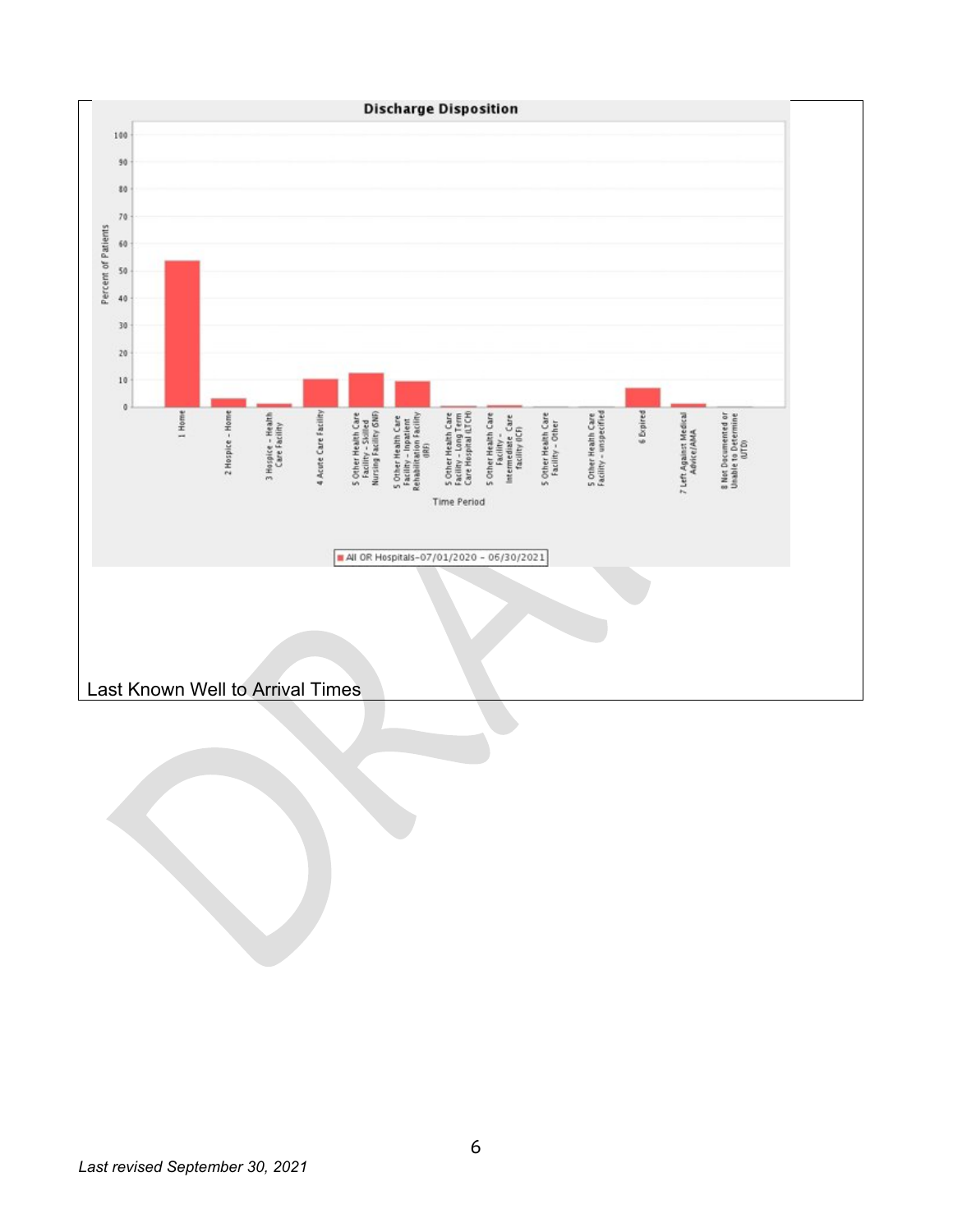Discharge Disposition

Percent of Patients

Time Period

- 1 Home
- 2 Hospice - Home
- 3 Hospice – Health Care Facility
- 4 Acute Care Facility
- 5 Other Health Care Facility - Skilled Nursing Facility (SNF)
- 5 Other Health Care Facility - Inpatient Rehabilitation Facility (IRF)
- 5 Other Health Care Facility - Long Term Care Hospital (LTCH)
- 5 Other Health Care Facility - Intermediate Care Facility (ICF)
- 5 Other Health Care Facility - Other
- 5 Other Health Care Facility - unspecified
- 6 Expired
- 7 Left Against Medical Advice/AMA
- 8 Not Documented or Unable to Determine (UTD)

All OR Hospitals-07/01/2020 - 06/30/2021

Last Known Well to Arrival Times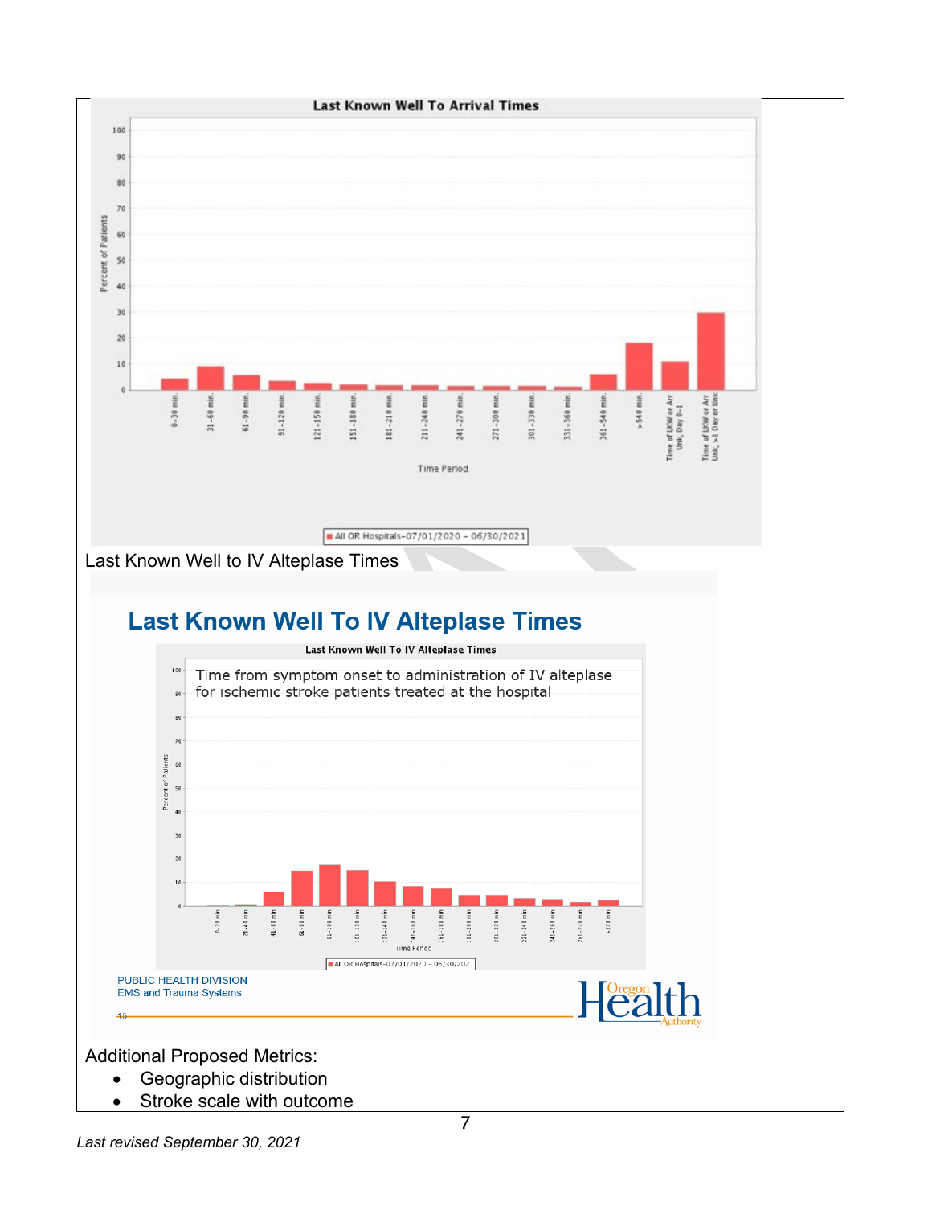**Last Known Well To Arrival Times**

Percent of Patients

| Time Period | Percent of Patients |
|---|---|
| 0-30 min. | |
| 31-60 min. | |
| 61-90 min. | |
| 91-120 min. | |
| 121-150 min. | |
| 151-180 min. | |
| 181-210 min. | |
| 211-240 min. | |
| 241-270 min. | |
| 271-300 min. | |
| 301-330 min. | |
| 331-360 min. | |
| 361-540 min. | |
| >540 min. | |
| Time of LKW or Arr Unk, Day 0-1 | |
| Time of LKW or Arr Unk, >1 Day or Unk | |

All OR Hospitals-07/01/2020 - 06/30/2021

Last Known Well to IV Alteplase Times

## Last Known Well To IV Alteplase Times

**Last Known Well To IV Alteplase Times**

Time from symptom onset to administration of IV alteplase for ischemic stroke patients treated at the hospital

Percent of Patients

| Time Period | Percent of Patients |
|---|---|
| 0-20 min. | |
| 21-40 min. | |
| 41-60 min. | |
| 61-80 min. | |
| 81-100 min. | |
| 101-120 min. | |
| 121-140 min. | |
| 141-160 min. | |
| 161-180 min. | |
| 181-200 min. | |
| 201-220 min. | |
| 221-240 min. | |
| 241-260 min. | |
| 261-270 min. | |
| >270 min. | |

All OR Hospitals-07/01/2020 - 06/30/2021

PUBLIC HEALTH DIVISION
EMS and Trauma Systems

Oregon Health Authority

Additional Proposed Metrics:

- Geographic distribution
- Stroke scale with outcome

*Last revised September 30, 2021*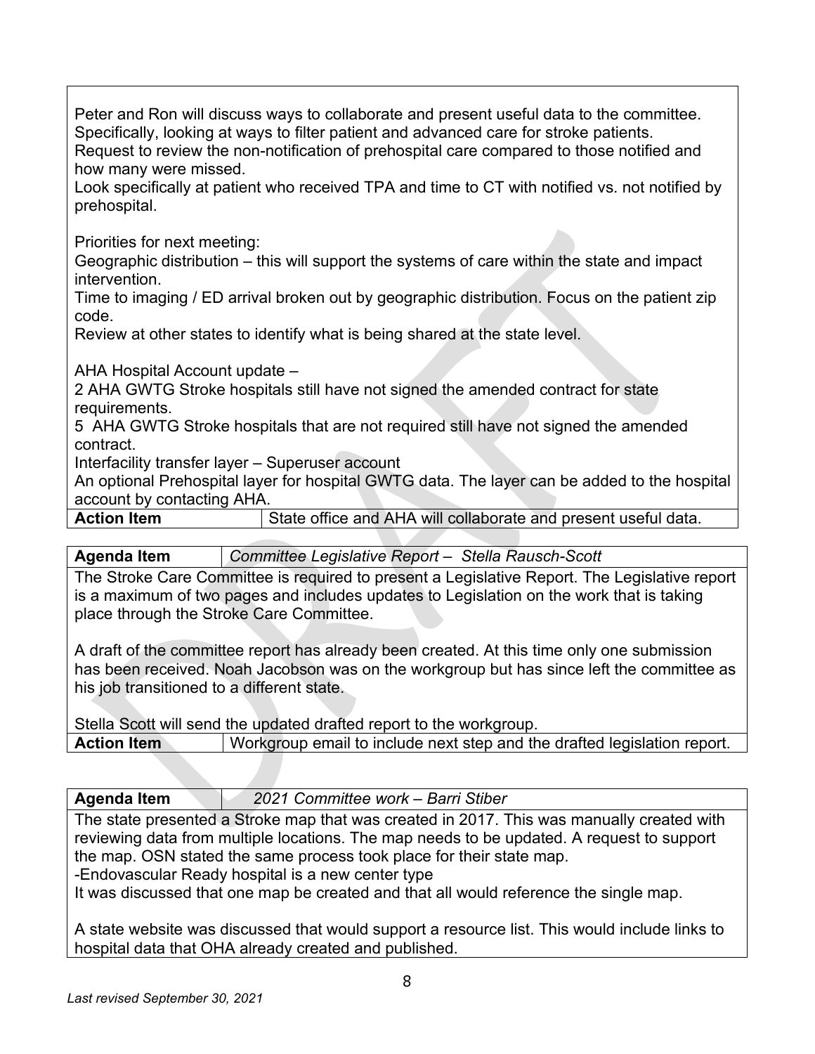Peter and Ron will discuss ways to collaborate and present useful data to the committee. Specifically, looking at ways to filter patient and advanced care for stroke patients.
Request to review the non-notification of prehospital care compared to those notified and how many were missed.
Look specifically at patient who received TPA and time to CT with notified vs. not notified by prehospital.

Priorities for next meeting:
Geographic distribution – this will support the systems of care within the state and impact intervention.
Time to imaging / ED arrival broken out by geographic distribution. Focus on the patient zip code.
Review at other states to identify what is being shared at the state level.

AHA Hospital Account update –
2 AHA GWTG Stroke hospitals still have not signed the amended contract for state requirements.
5 AHA GWTG Stroke hospitals that are not required still have not signed the amended contract.
Interfacility transfer layer – Superuser account
An optional Prehospital layer for hospital GWTG data. The layer can be added to the hospital account by contacting AHA.

| **Action Item** | State office and AHA will collaborate and present useful data. |
|---|---|

| **Agenda Item** | *Committee Legislative Report – Stella Rausch-Scott* |
|---|---|

The Stroke Care Committee is required to present a Legislative Report. The Legislative report is a maximum of two pages and includes updates to Legislation on the work that is taking place through the Stroke Care Committee.

A draft of the committee report has already been created. At this time only one submission has been received. Noah Jacobson was on the workgroup but has since left the committee as his job transitioned to a different state.

Stella Scott will send the updated drafted report to the workgroup.

| **Action Item** | Workgroup email to include next step and the drafted legislation report. |
|---|---|

| **Agenda Item** | *2021 Committee work – Barri Stiber* |
|---|---|

The state presented a Stroke map that was created in 2017. This was manually created with reviewing data from multiple locations. The map needs to be updated. A request to support the map. OSN stated the same process took place for their state map.
-Endovascular Ready hospital is a new center type
It was discussed that one map be created and that all would reference the single map.

A state website was discussed that would support a resource list. This would include links to hospital data that OHA already created and published.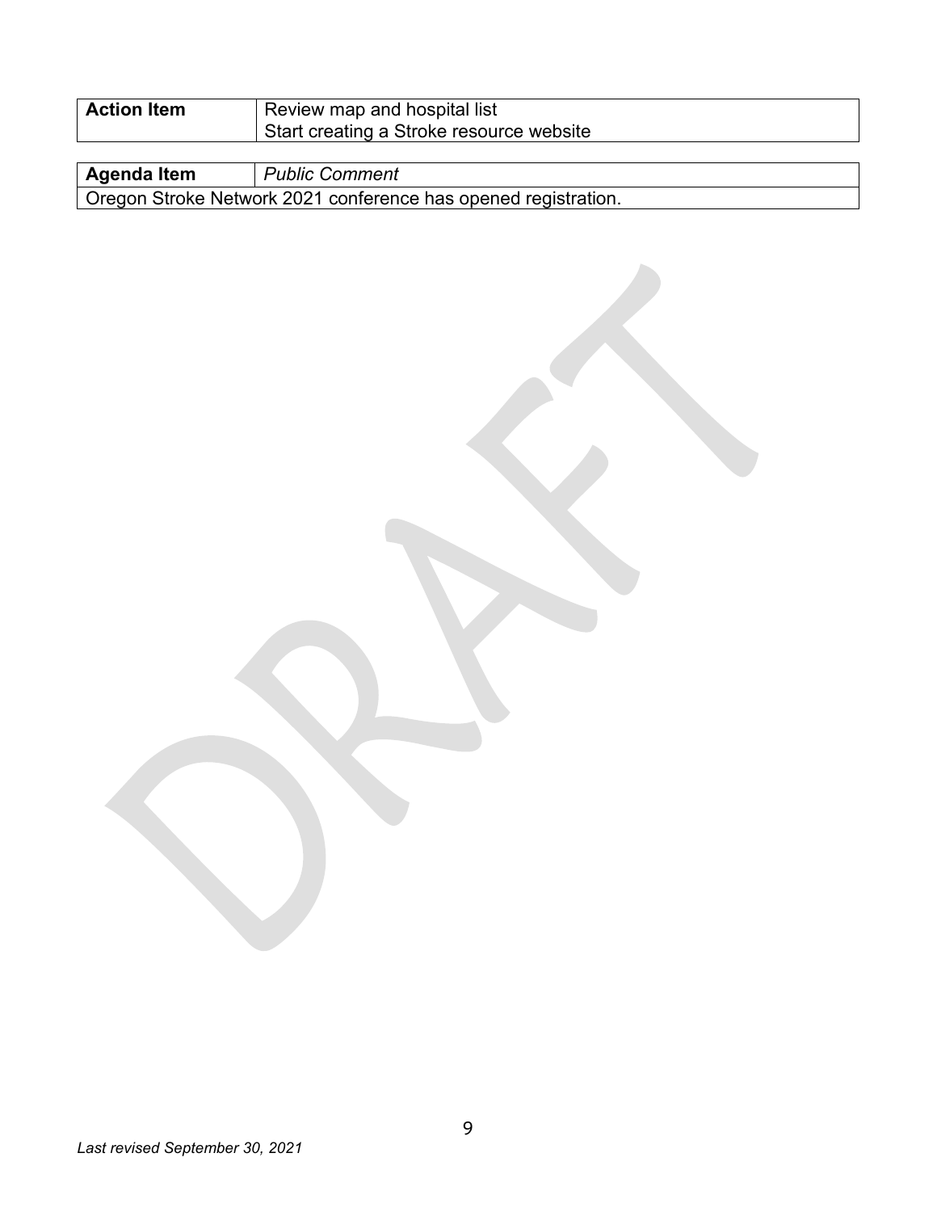| | |
|---|---|
| **Action Item** | Review map and hospital list<br>Start creating a Stroke resource website |

| | |
|---|---|
| **Agenda Item** | *Public Comment* |
| Oregon Stroke Network 2021 conference has opened registration. | |

*Last revised September 30, 2021*